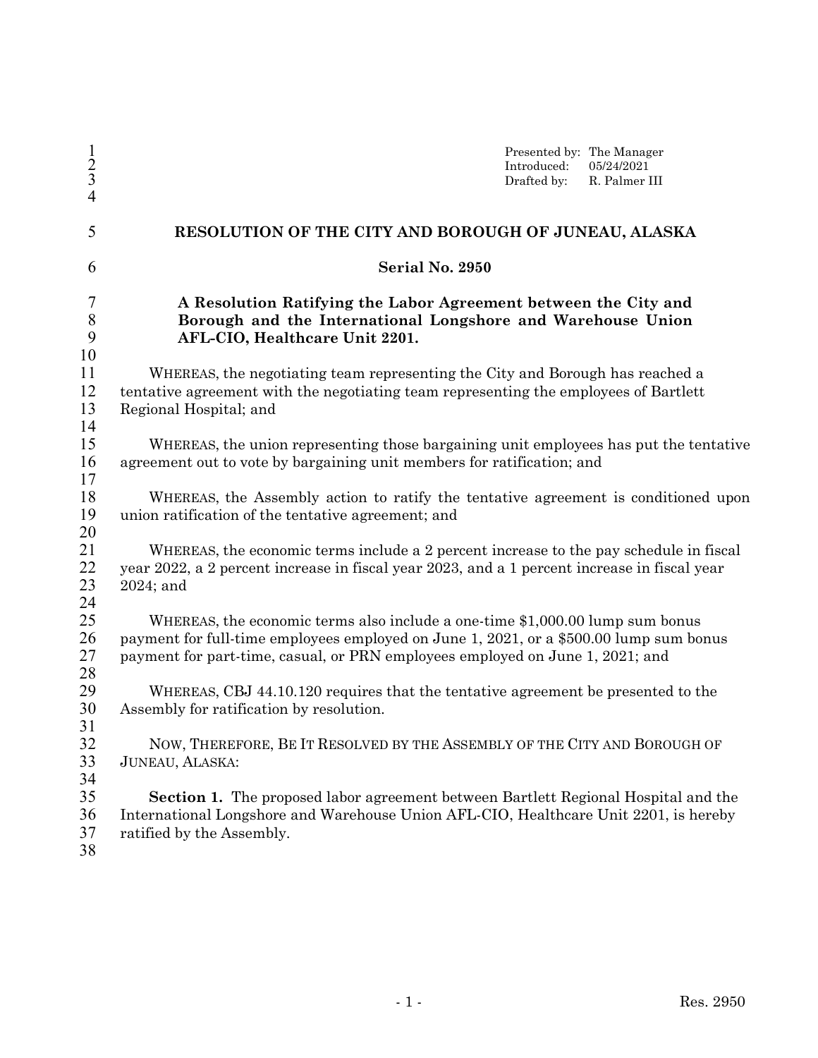Presented by: The Manager
Introduced: 05/24/2021
Drafted by: R. Palmer III

# RESOLUTION OF THE CITY AND BOROUGH OF JUNEAU, ALASKA

## Serial No. 2950

**A Resolution Ratifying the Labor Agreement between the City and Borough and the International Longshore and Warehouse Union AFL-CIO, Healthcare Unit 2201.**

WHEREAS, the negotiating team representing the City and Borough has reached a tentative agreement with the negotiating team representing the employees of Bartlett Regional Hospital; and

WHEREAS, the union representing those bargaining unit employees has put the tentative agreement out to vote by bargaining unit members for ratification; and

WHEREAS, the Assembly action to ratify the tentative agreement is conditioned upon union ratification of the tentative agreement; and

WHEREAS, the economic terms include a 2 percent increase to the pay schedule in fiscal year 2022, a 2 percent increase in fiscal year 2023, and a 1 percent increase in fiscal year 2024; and

WHEREAS, the economic terms also include a one-time $1,000.00 lump sum bonus payment for full-time employees employed on June 1, 2021, or a $500.00 lump sum bonus payment for part-time, casual, or PRN employees employed on June 1, 2021; and

WHEREAS, CBJ 44.10.120 requires that the tentative agreement be presented to the Assembly for ratification by resolution.

NOW, THEREFORE, BE IT RESOLVED BY THE ASSEMBLY OF THE CITY AND BOROUGH OF JUNEAU, ALASKA:

**Section 1.** The proposed labor agreement between Bartlett Regional Hospital and the International Longshore and Warehouse Union AFL-CIO, Healthcare Unit 2201, is hereby ratified by the Assembly.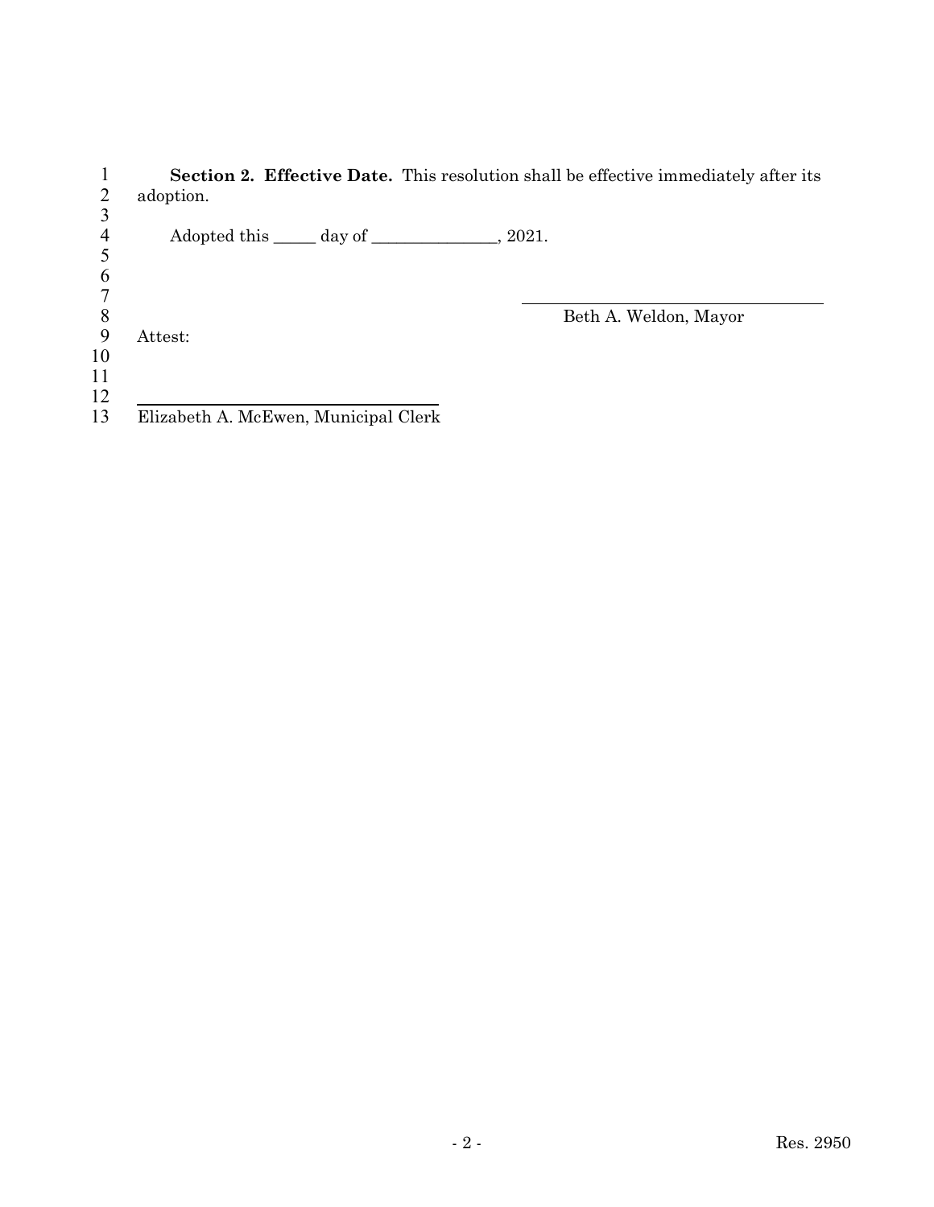**Section 2. Effective Date.** This resolution shall be effective immediately after its adoption.

Adopted this _____ day of _______________, 2021.

\_\_\_\_\_\_\_\_\_\_\_\_\_\_\_\_\_\_\_\_\_\_\_\_\_\_\_\_\_\_\_\_\_\_\_\_\_\_

Beth A. Weldon, Mayor

Attest:

\_\_\_\_\_\_\_\_\_\_\_\_\_\_\_\_\_\_\_\_\_\_\_\_\_\_\_\_\_\_\_\_\_\_\_\_\_\_

Elizabeth A. McEwen, Municipal Clerk